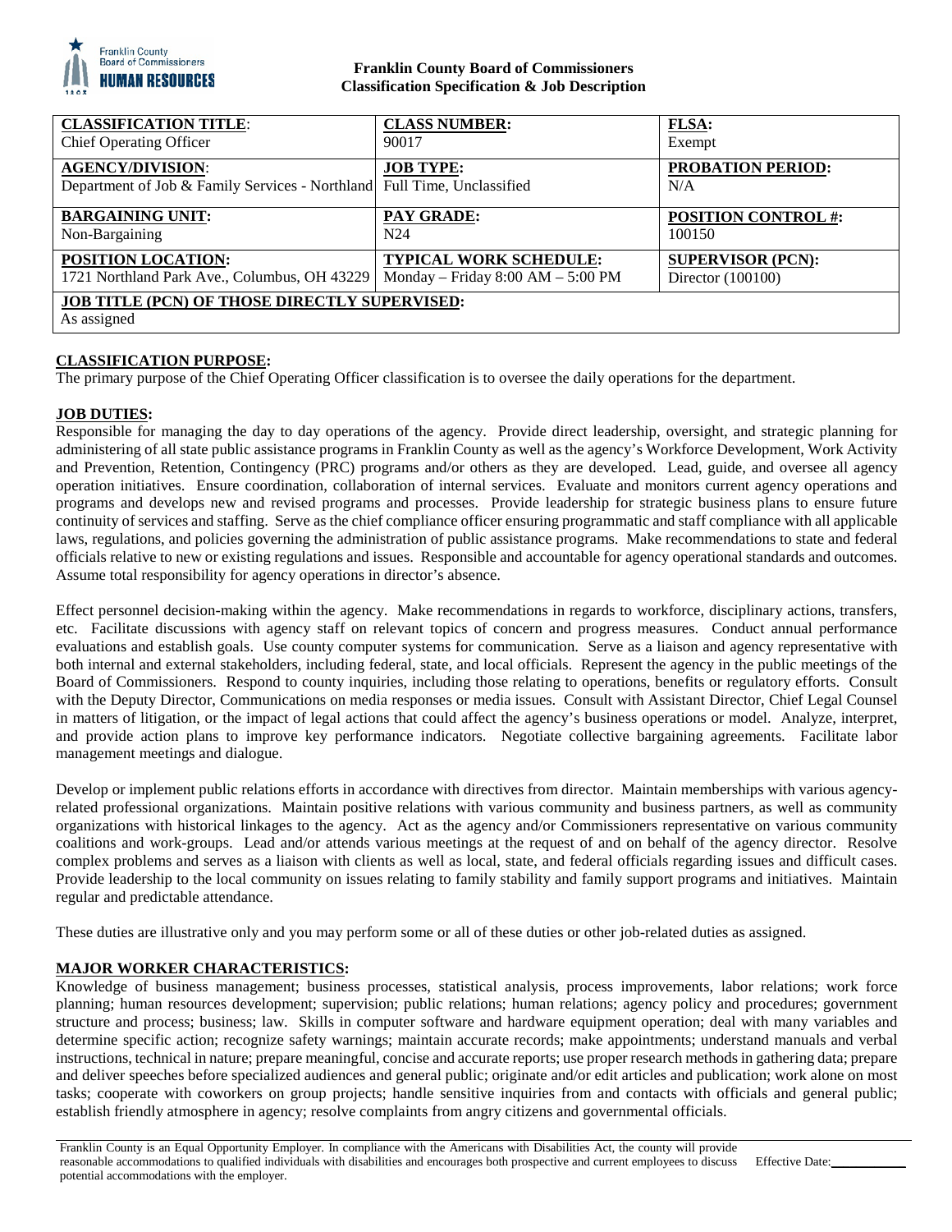**Franklin County Board of Commissioners**
**Classification Specification & Job Description**

| **CLASSIFICATION TITLE**: Chief Operating Officer | **CLASS NUMBER:** 90017 | **FLSA:** Exempt |
|---|---|---|
| **AGENCY/DIVISION**: Department of Job & Family Services - Northland | **JOB TYPE:** Full Time, Unclassified | **PROBATION PERIOD:** N/A |
| **BARGAINING UNIT:** Non-Bargaining | **PAY GRADE:** N24 | **POSITION CONTROL #:** 100150 |
| **POSITION LOCATION:** 1721 Northland Park Ave., Columbus, OH 43229 | **TYPICAL WORK SCHEDULE:** Monday – Friday 8:00 AM – 5:00 PM | **SUPERVISOR (PCN):** Director (100100) |
| **JOB TITLE (PCN) OF THOSE DIRECTLY SUPERVISED:** As assigned | | |

**CLASSIFICATION PURPOSE:**

The primary purpose of the Chief Operating Officer classification is to oversee the daily operations for the department.

**JOB DUTIES:**

Responsible for managing the day to day operations of the agency. Provide direct leadership, oversight, and strategic planning for administering of all state public assistance programs in Franklin County as well as the agency's Workforce Development, Work Activity and Prevention, Retention, Contingency (PRC) programs and/or others as they are developed. Lead, guide, and oversee all agency operation initiatives. Ensure coordination, collaboration of internal services. Evaluate and monitors current agency operations and programs and develops new and revised programs and processes. Provide leadership for strategic business plans to ensure future continuity of services and staffing. Serve as the chief compliance officer ensuring programmatic and staff compliance with all applicable laws, regulations, and policies governing the administration of public assistance programs. Make recommendations to state and federal officials relative to new or existing regulations and issues. Responsible and accountable for agency operational standards and outcomes. Assume total responsibility for agency operations in director's absence.

Effect personnel decision-making within the agency. Make recommendations in regards to workforce, disciplinary actions, transfers, etc. Facilitate discussions with agency staff on relevant topics of concern and progress measures. Conduct annual performance evaluations and establish goals. Use county computer systems for communication. Serve as a liaison and agency representative with both internal and external stakeholders, including federal, state, and local officials. Represent the agency in the public meetings of the Board of Commissioners. Respond to county inquiries, including those relating to operations, benefits or regulatory efforts. Consult with the Deputy Director, Communications on media responses or media issues. Consult with Assistant Director, Chief Legal Counsel in matters of litigation, or the impact of legal actions that could affect the agency's business operations or model. Analyze, interpret, and provide action plans to improve key performance indicators. Negotiate collective bargaining agreements. Facilitate labor management meetings and dialogue.

Develop or implement public relations efforts in accordance with directives from director. Maintain memberships with various agency-related professional organizations. Maintain positive relations with various community and business partners, as well as community organizations with historical linkages to the agency. Act as the agency and/or Commissioners representative on various community coalitions and work-groups. Lead and/or attends various meetings at the request of and on behalf of the agency director. Resolve complex problems and serves as a liaison with clients as well as local, state, and federal officials regarding issues and difficult cases. Provide leadership to the local community on issues relating to family stability and family support programs and initiatives. Maintain regular and predictable attendance.

These duties are illustrative only and you may perform some or all of these duties or other job-related duties as assigned.

**MAJOR WORKER CHARACTERISTICS:**

Knowledge of business management; business processes, statistical analysis, process improvements, labor relations; work force planning; human resources development; supervision; public relations; human relations; agency policy and procedures; government structure and process; business; law. Skills in computer software and hardware equipment operation; deal with many variables and determine specific action; recognize safety warnings; maintain accurate records; make appointments; understand manuals and verbal instructions, technical in nature; prepare meaningful, concise and accurate reports; use proper research methods in gathering data; prepare and deliver speeches before specialized audiences and general public; originate and/or edit articles and publication; work alone on most tasks; cooperate with coworkers on group projects; handle sensitive inquiries from and contacts with officials and general public; establish friendly atmosphere in agency; resolve complaints from angry citizens and governmental officials.

Franklin County is an Equal Opportunity Employer. In compliance with the Americans with Disabilities Act, the county will provide reasonable accommodations to qualified individuals with disabilities and encourages both prospective and current employees to discuss potential accommodations with the employer. Effective Date:___________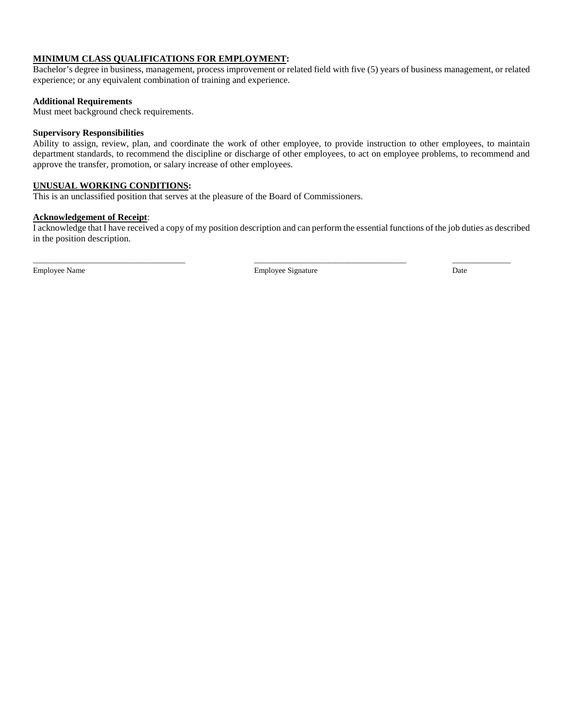**MINIMUM CLASS QUALIFICATIONS FOR EMPLOYMENT:**

Bachelor's degree in business, management, process improvement or related field with five (5) years of business management, or related experience; or any equivalent combination of training and experience.

**Additional Requirements**

Must meet background check requirements.

**Supervisory Responsibilities**

Ability to assign, review, plan, and coordinate the work of other employee, to provide instruction to other employees, to maintain department standards, to recommend the discipline or discharge of other employees, to act on employee problems, to recommend and approve the transfer, promotion, or salary increase of other employees.

**UNUSUAL WORKING CONDITIONS:**

This is an unclassified position that serves at the pleasure of the Board of Commissioners.

**Acknowledgement of Receipt**:

I acknowledge that I have received a copy of my position description and can perform the essential functions of the job duties as described in the position description.

| | | |
|---|---|---|
| ____________________________________ | ____________________________________ | ______________ |
| Employee Name | Employee Signature | Date |